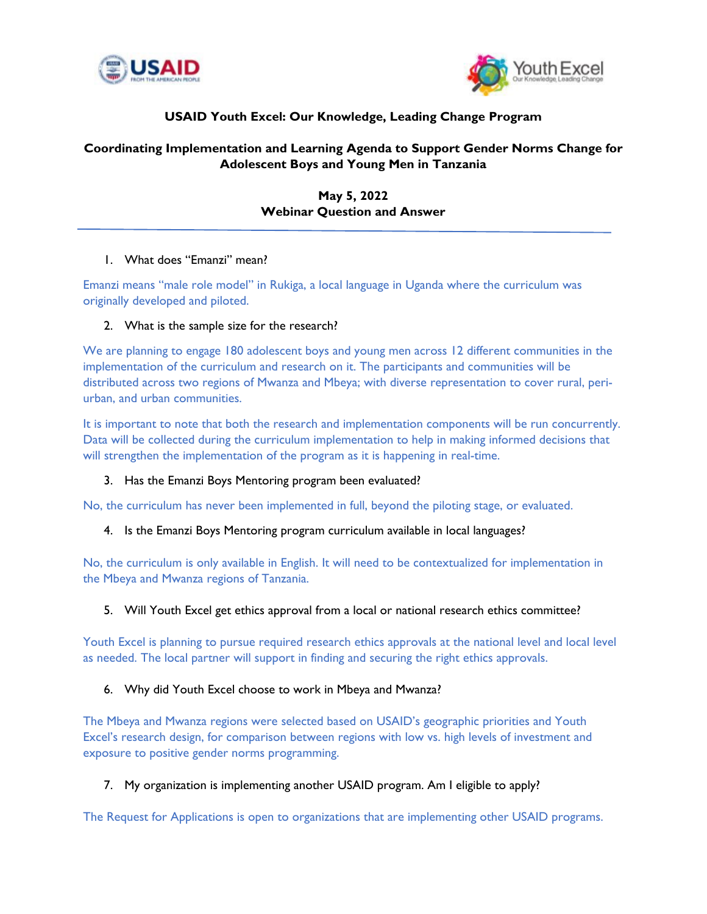# USAID Youth Excel: Our Knowledge, Leading Change Program

## Coordinating Implementation and Learning Agenda to Support Gender Norms Change for Adolescent Boys and Young Men in Tanzania

**May 5, 2022**
**Webinar Question and Answer**

1. What does "Emanzi" mean?

Emanzi means "male role model" in Rukiga, a local language in Uganda where the curriculum was originally developed and piloted.

2. What is the sample size for the research?

We are planning to engage 180 adolescent boys and young men across 12 different communities in the implementation of the curriculum and research on it. The participants and communities will be distributed across two regions of Mwanza and Mbeya; with diverse representation to cover rural, peri-urban, and urban communities.

It is important to note that both the research and implementation components will be run concurrently. Data will be collected during the curriculum implementation to help in making informed decisions that will strengthen the implementation of the program as it is happening in real-time.

3. Has the Emanzi Boys Mentoring program been evaluated?

No, the curriculum has never been implemented in full, beyond the piloting stage, or evaluated.

4. Is the Emanzi Boys Mentoring program curriculum available in local languages?

No, the curriculum is only available in English. It will need to be contextualized for implementation in the Mbeya and Mwanza regions of Tanzania.

5. Will Youth Excel get ethics approval from a local or national research ethics committee?

Youth Excel is planning to pursue required research ethics approvals at the national level and local level as needed. The local partner will support in finding and securing the right ethics approvals.

6. Why did Youth Excel choose to work in Mbeya and Mwanza?

The Mbeya and Mwanza regions were selected based on USAID's geographic priorities and Youth Excel's research design, for comparison between regions with low vs. high levels of investment and exposure to positive gender norms programming.

7. My organization is implementing another USAID program. Am I eligible to apply?

The Request for Applications is open to organizations that are implementing other USAID programs.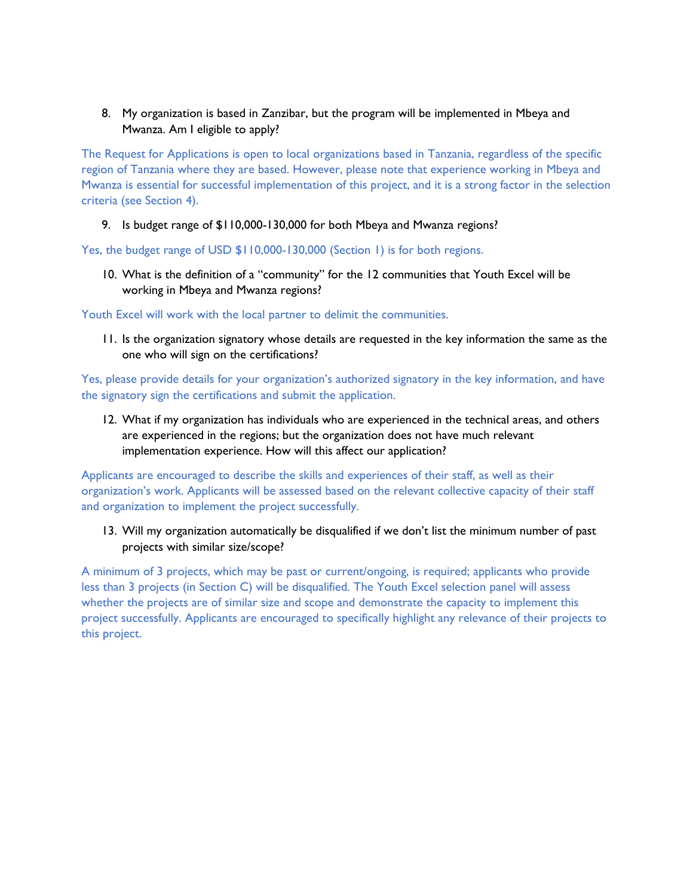8. My organization is based in Zanzibar, but the program will be implemented in Mbeya and Mwanza. Am I eligible to apply?

The Request for Applications is open to local organizations based in Tanzania, regardless of the specific region of Tanzania where they are based. However, please note that experience working in Mbeya and Mwanza is essential for successful implementation of this project, and it is a strong factor in the selection criteria (see Section 4).

9. Is budget range of $110,000-130,000 for both Mbeya and Mwanza regions?

Yes, the budget range of USD $110,000-130,000 (Section 1) is for both regions.

10. What is the definition of a "community" for the 12 communities that Youth Excel will be working in Mbeya and Mwanza regions?

Youth Excel will work with the local partner to delimit the communities.

11. Is the organization signatory whose details are requested in the key information the same as the one who will sign on the certifications?

Yes, please provide details for your organization's authorized signatory in the key information, and have the signatory sign the certifications and submit the application.

12. What if my organization has individuals who are experienced in the technical areas, and others are experienced in the regions; but the organization does not have much relevant implementation experience. How will this affect our application?

Applicants are encouraged to describe the skills and experiences of their staff, as well as their organization's work. Applicants will be assessed based on the relevant collective capacity of their staff and organization to implement the project successfully.

13. Will my organization automatically be disqualified if we don't list the minimum number of past projects with similar size/scope?

A minimum of 3 projects, which may be past or current/ongoing, is required; applicants who provide less than 3 projects (in Section C) will be disqualified. The Youth Excel selection panel will assess whether the projects are of similar size and scope and demonstrate the capacity to implement this project successfully. Applicants are encouraged to specifically highlight any relevance of their projects to this project.